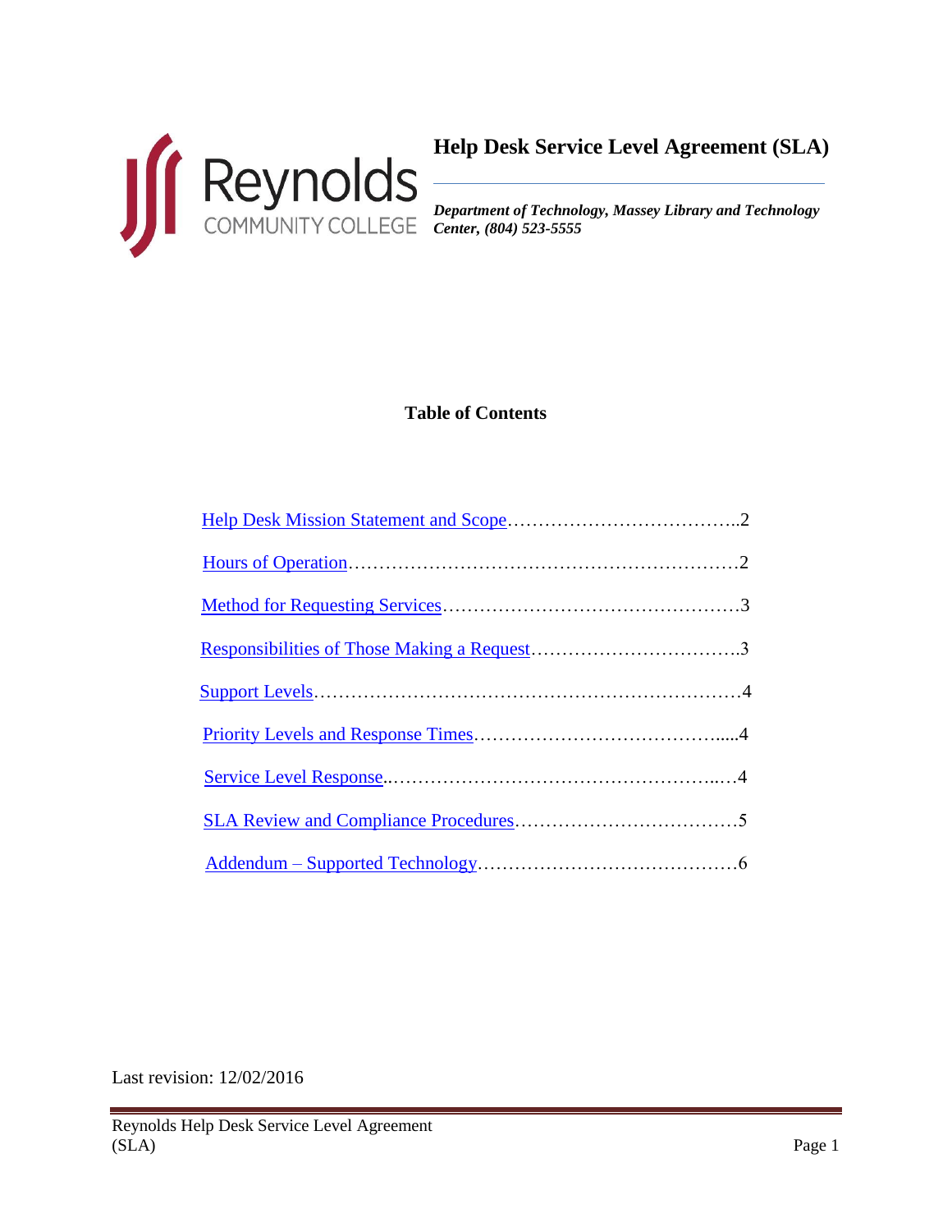# Help Desk Service Level Agreement (SLA)

***Department of Technology, Massey Library and Technology Center, (804) 523-5555***

## Table of Contents

- Help Desk Mission Statement and Scope……………………………….. 2
- Hours of Operation……………………………………………………… 2
- Method for Requesting Services………………………………………… 3
- Responsibilities of Those Making a Request……………………………. 3
- Support Levels…………………………………………………………… 4
- Priority Levels and Response Times……………………………………. 4
- Service Level Response………………………………………………… 4
- SLA Review and Compliance Procedures……………………………… 5
- Addendum – Supported Technology…………………………………… 6

Last revision: 12/02/2016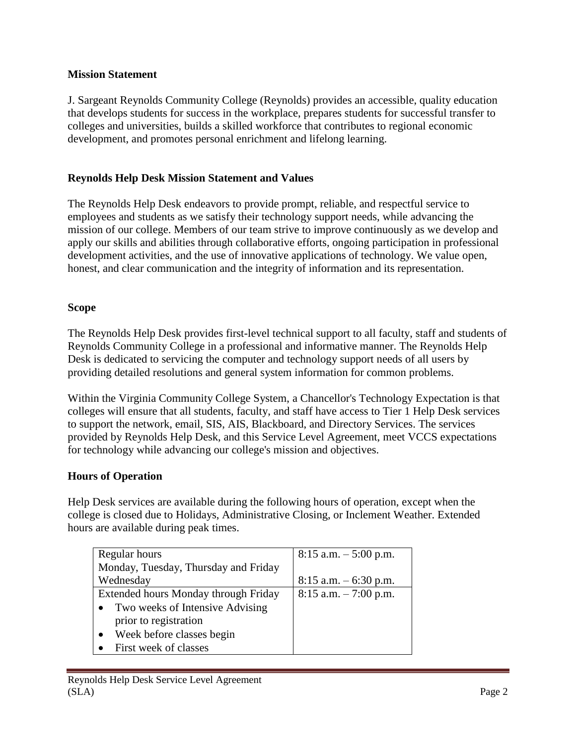## Mission Statement

J. Sargeant Reynolds Community College (Reynolds) provides an accessible, quality education that develops students for success in the workplace, prepares students for successful transfer to colleges and universities, builds a skilled workforce that contributes to regional economic development, and promotes personal enrichment and lifelong learning.

## Reynolds Help Desk Mission Statement and Values

The Reynolds Help Desk endeavors to provide prompt, reliable, and respectful service to employees and students as we satisfy their technology support needs, while advancing the mission of our college. Members of our team strive to improve continuously as we develop and apply our skills and abilities through collaborative efforts, ongoing participation in professional development activities, and the use of innovative applications of technology. We value open, honest, and clear communication and the integrity of information and its representation.

## Scope

The Reynolds Help Desk provides first-level technical support to all faculty, staff and students of Reynolds Community College in a professional and informative manner. The Reynolds Help Desk is dedicated to servicing the computer and technology support needs of all users by providing detailed resolutions and general system information for common problems.

Within the Virginia Community College System, a Chancellor's Technology Expectation is that colleges will ensure that all students, faculty, and staff have access to Tier 1 Help Desk services to support the network, email, SIS, AIS, Blackboard, and Directory Services. The services provided by Reynolds Help Desk, and this Service Level Agreement, meet VCCS expectations for technology while advancing our college's mission and objectives.

## Hours of Operation

Help Desk services are available during the following hours of operation, except when the college is closed due to Holidays, Administrative Closing, or Inclement Weather. Extended hours are available during peak times.

| | |
|---|---|
| Regular hours<br>Monday, Tuesday, Thursday and Friday<br>Wednesday | 8:15 a.m. – 5:00 p.m.<br><br>8:15 a.m. – 6:30 p.m. |
| Extended hours Monday through Friday<br>• Two weeks of Intensive Advising prior to registration<br>• Week before classes begin<br>• First week of classes | 8:15 a.m. – 7:00 p.m. |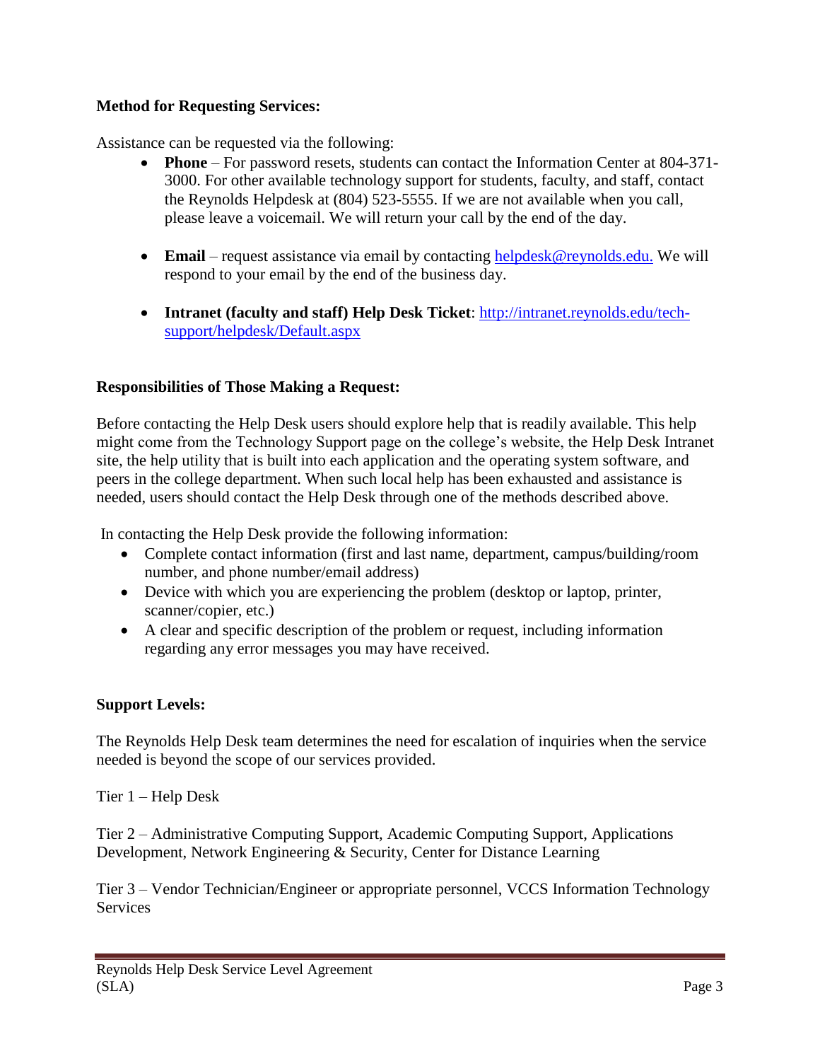**Method for Requesting Services:**

Assistance can be requested via the following:

- **Phone** – For password resets, students can contact the Information Center at 804-371-3000. For other available technology support for students, faculty, and staff, contact the Reynolds Helpdesk at (804) 523-5555. If we are not available when you call, please leave a voicemail. We will return your call by the end of the day.

- **Email** – request assistance via email by contacting [helpdesk@reynolds.edu.](mailto:helpdesk@reynolds.edu) We will respond to your email by the end of the business day.

- **Intranet (faculty and staff) Help Desk Ticket**: [http://intranet.reynolds.edu/tech-support/helpdesk/Default.aspx](http://intranet.reynolds.edu/tech-support/helpdesk/Default.aspx)

**Responsibilities of Those Making a Request:**

Before contacting the Help Desk users should explore help that is readily available. This help might come from the Technology Support page on the college's website, the Help Desk Intranet site, the help utility that is built into each application and the operating system software, and peers in the college department. When such local help has been exhausted and assistance is needed, users should contact the Help Desk through one of the methods described above.

In contacting the Help Desk provide the following information:

- Complete contact information (first and last name, department, campus/building/room number, and phone number/email address)
- Device with which you are experiencing the problem (desktop or laptop, printer, scanner/copier, etc.)
- A clear and specific description of the problem or request, including information regarding any error messages you may have received.

**Support Levels:**

The Reynolds Help Desk team determines the need for escalation of inquiries when the service needed is beyond the scope of our services provided.

Tier 1 – Help Desk

Tier 2 – Administrative Computing Support, Academic Computing Support, Applications Development, Network Engineering & Security, Center for Distance Learning

Tier 3 – Vendor Technician/Engineer or appropriate personnel, VCCS Information Technology Services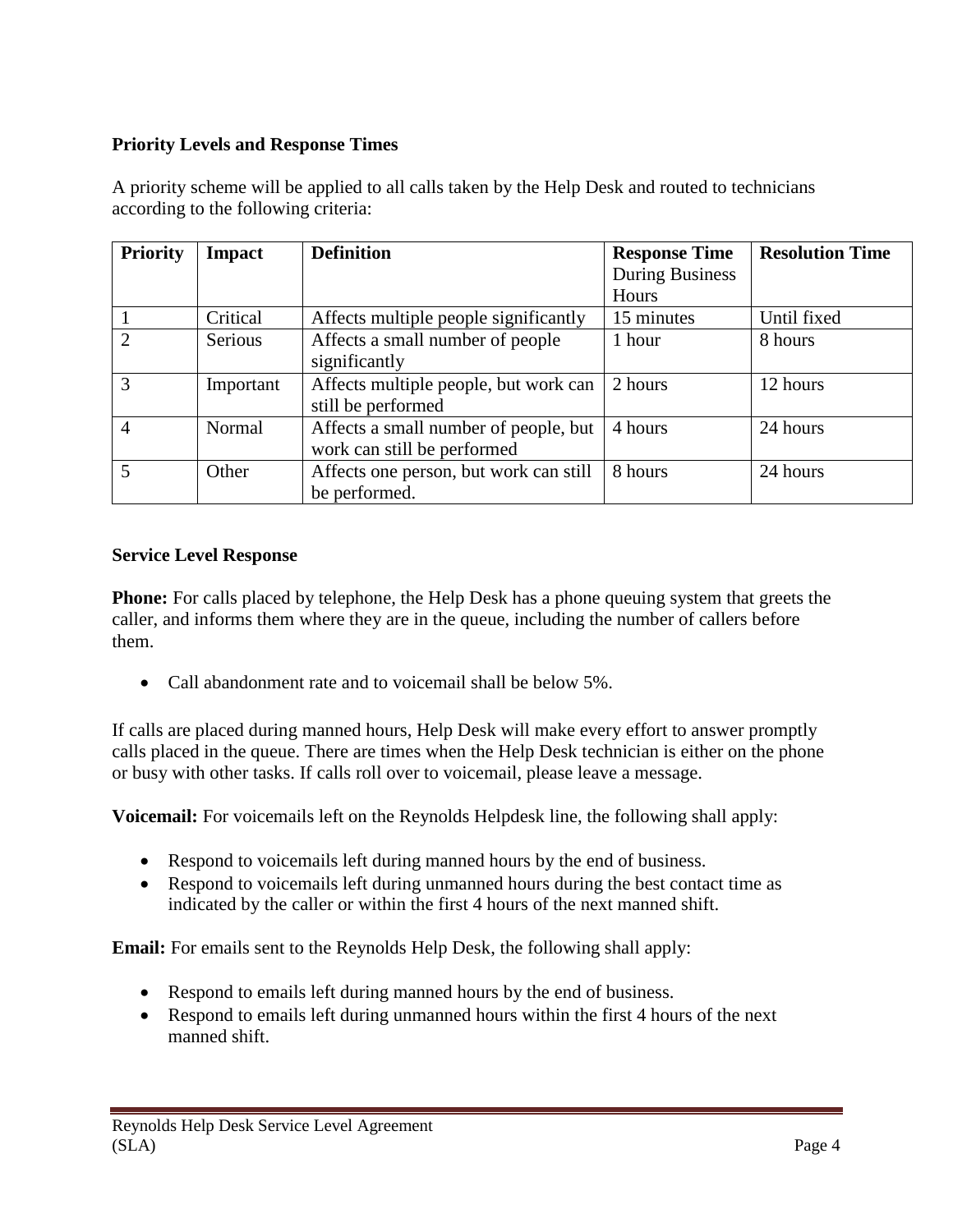**Priority Levels and Response Times**

A priority scheme will be applied to all calls taken by the Help Desk and routed to technicians according to the following criteria:

| Priority | Impact | Definition | Response Time During Business Hours | Resolution Time |
|---|---|---|---|---|
| 1 | Critical | Affects multiple people significantly | 15 minutes | Until fixed |
| 2 | Serious | Affects a small number of people significantly | 1 hour | 8 hours |
| 3 | Important | Affects multiple people, but work can still be performed | 2 hours | 12 hours |
| 4 | Normal | Affects a small number of people, but work can still be performed | 4 hours | 24 hours |
| 5 | Other | Affects one person, but work can still be performed. | 8 hours | 24 hours |

**Service Level Response**

**Phone:** For calls placed by telephone, the Help Desk has a phone queuing system that greets the caller, and informs them where they are in the queue, including the number of callers before them.

- Call abandonment rate and to voicemail shall be below 5%.

If calls are placed during manned hours, Help Desk will make every effort to answer promptly calls placed in the queue. There are times when the Help Desk technician is either on the phone or busy with other tasks. If calls roll over to voicemail, please leave a message.

**Voicemail:** For voicemails left on the Reynolds Helpdesk line, the following shall apply:

- Respond to voicemails left during manned hours by the end of business.
- Respond to voicemails left during unmanned hours during the best contact time as indicated by the caller or within the first 4 hours of the next manned shift.

**Email:** For emails sent to the Reynolds Help Desk, the following shall apply:

- Respond to emails left during manned hours by the end of business.
- Respond to emails left during unmanned hours within the first 4 hours of the next manned shift.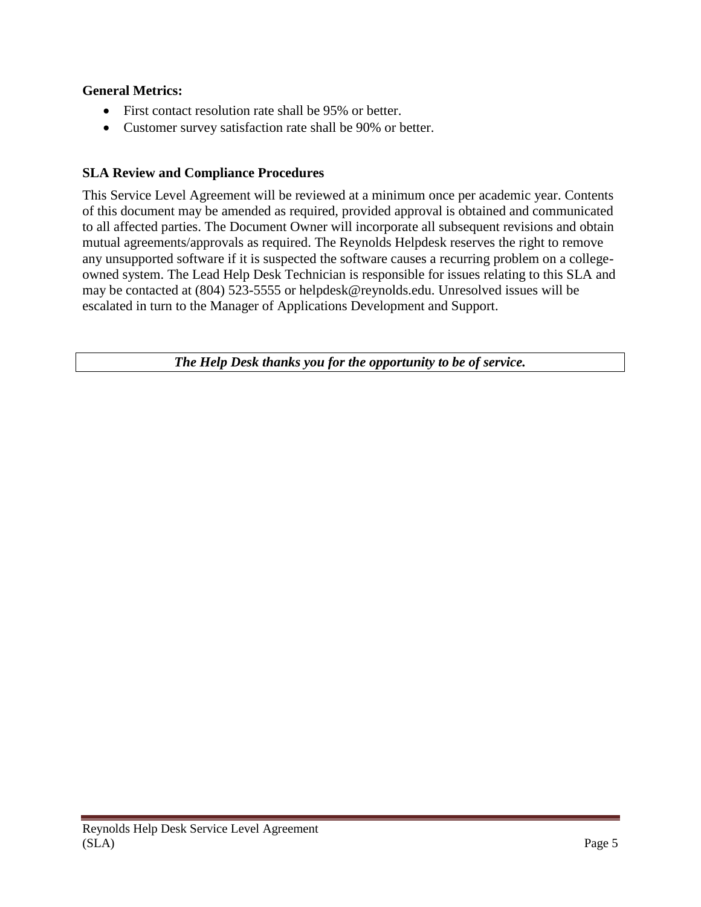**General Metrics:**

- First contact resolution rate shall be 95% or better.
- Customer survey satisfaction rate shall be 90% or better.

**SLA Review and Compliance Procedures**

This Service Level Agreement will be reviewed at a minimum once per academic year. Contents of this document may be amended as required, provided approval is obtained and communicated to all affected parties. The Document Owner will incorporate all subsequent revisions and obtain mutual agreements/approvals as required. The Reynolds Helpdesk reserves the right to remove any unsupported software if it is suspected the software causes a recurring problem on a college-owned system. The Lead Help Desk Technician is responsible for issues relating to this SLA and may be contacted at (804) 523-5555 or helpdesk@reynolds.edu. Unresolved issues will be escalated in turn to the Manager of Applications Development and Support.

***The Help Desk thanks you for the opportunity to be of service.***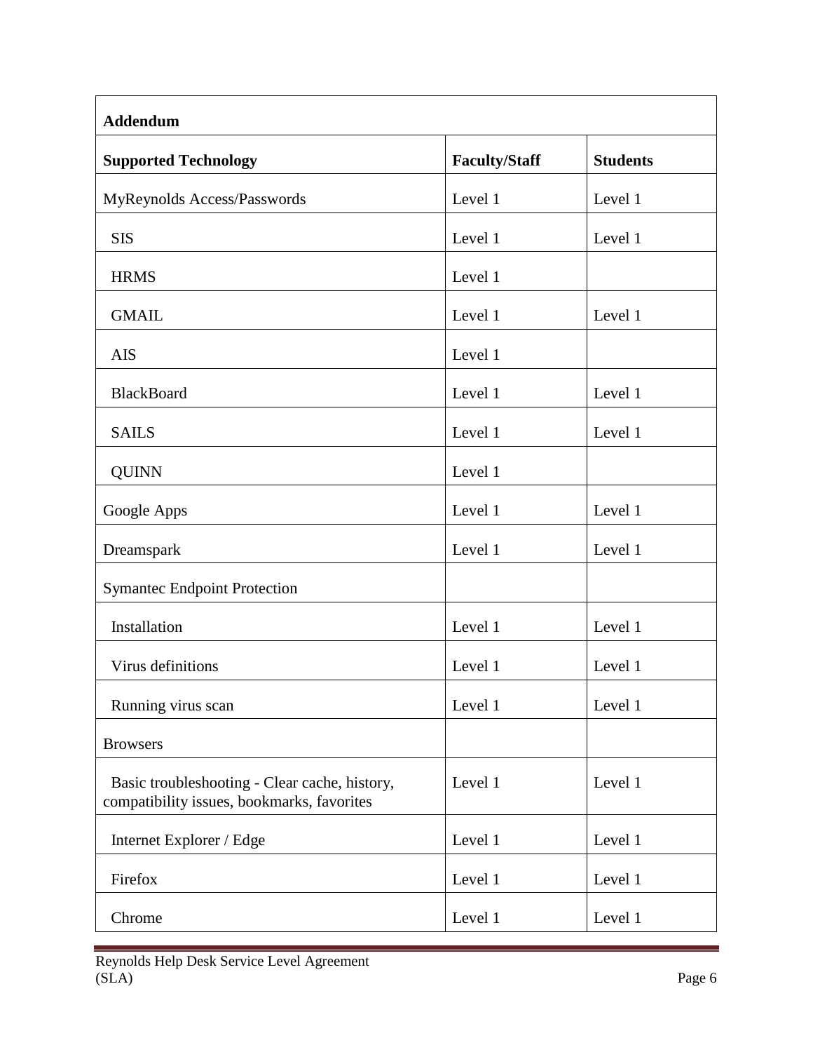| Addendum | | |
|---|---|---|
| **Supported Technology** | **Faculty/Staff** | **Students** |
| MyReynolds Access/Passwords | Level 1 | Level 1 |
| SIS | Level 1 | Level 1 |
| HRMS | Level 1 | |
| GMAIL | Level 1 | Level 1 |
| AIS | Level 1 | |
| BlackBoard | Level 1 | Level 1 |
| SAILS | Level 1 | Level 1 |
| QUINN | Level 1 | |
| Google Apps | Level 1 | Level 1 |
| Dreamspark | Level 1 | Level 1 |
| Symantec Endpoint Protection | | |
| Installation | Level 1 | Level 1 |
| Virus definitions | Level 1 | Level 1 |
| Running virus scan | Level 1 | Level 1 |
| Browsers | | |
| Basic troubleshooting - Clear cache, history, compatibility issues, bookmarks, favorites | Level 1 | Level 1 |
| Internet Explorer / Edge | Level 1 | Level 1 |
| Firefox | Level 1 | Level 1 |
| Chrome | Level 1 | Level 1 |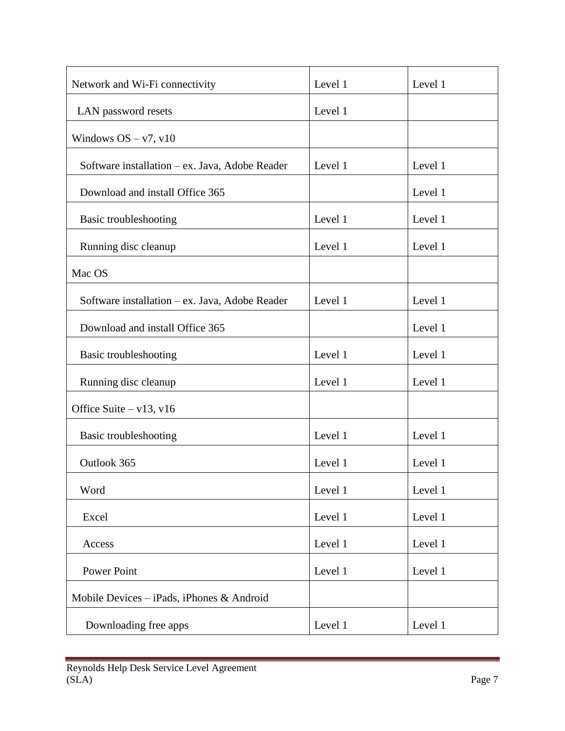| | | |
|---|---|---|
| Network and Wi-Fi connectivity | Level 1 | Level 1 |
| LAN password resets | Level 1 | |
| Windows OS – v7, v10 | | |
| Software installation – ex. Java, Adobe Reader | Level 1 | Level 1 |
| Download and install Office 365 | | Level 1 |
| Basic troubleshooting | Level 1 | Level 1 |
| Running disc cleanup | Level 1 | Level 1 |
| Mac OS | | |
| Software installation – ex. Java, Adobe Reader | Level 1 | Level 1 |
| Download and install Office 365 | | Level 1 |
| Basic troubleshooting | Level 1 | Level 1 |
| Running disc cleanup | Level 1 | Level 1 |
| Office Suite – v13, v16 | | |
| Basic troubleshooting | Level 1 | Level 1 |
| Outlook 365 | Level 1 | Level 1 |
| Word | Level 1 | Level 1 |
| Excel | Level 1 | Level 1 |
| Access | Level 1 | Level 1 |
| Power Point | Level 1 | Level 1 |
| Mobile Devices – iPads, iPhones & Android | | |
| Downloading free apps | Level 1 | Level 1 |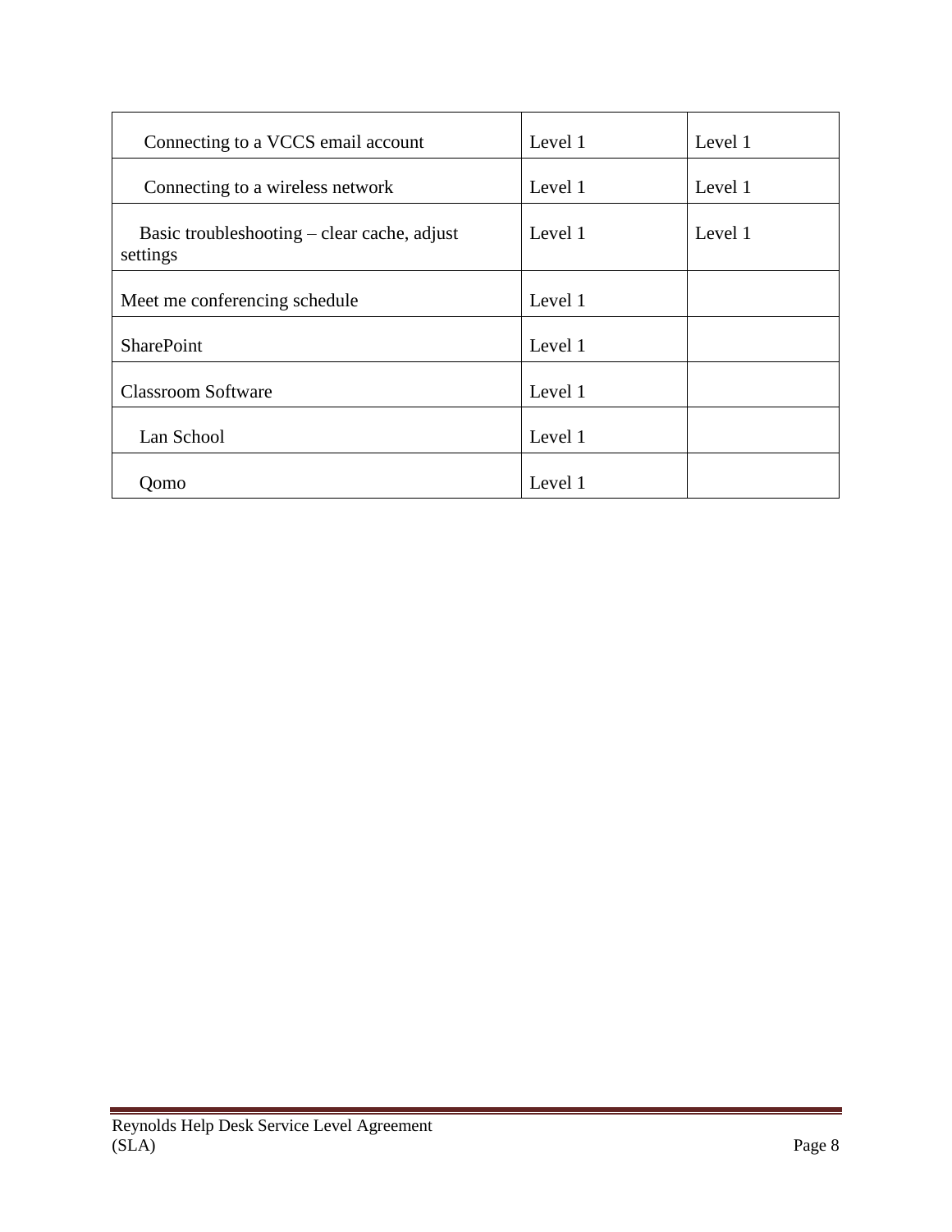| | | |
|---|---|---|
| Connecting to a VCCS email account | Level 1 | Level 1 |
| Connecting to a wireless network | Level 1 | Level 1 |
| Basic troubleshooting – clear cache, adjust settings | Level 1 | Level 1 |
| Meet me conferencing schedule | Level 1 | |
| SharePoint | Level 1 | |
| Classroom Software | Level 1 | |
| Lan School | Level 1 | |
| Qomo | Level 1 | |